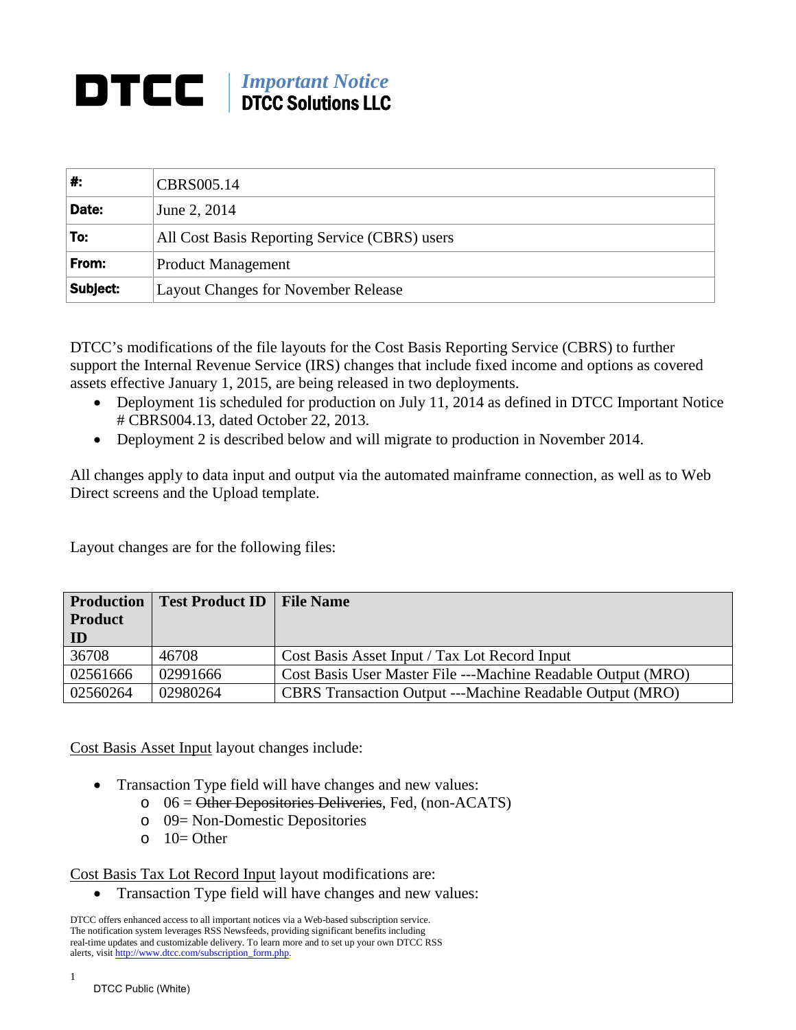**DTCC** | *Important Notice*
**DTCC Solutions LLC**

| | |
|---|---|
| **#:** | CBRS005.14 |
| **Date:** | June 2, 2014 |
| **To:** | All Cost Basis Reporting Service (CBRS) users |
| **From:** | Product Management |
| **Subject:** | Layout Changes for November Release |

DTCC's modifications of the file layouts for the Cost Basis Reporting Service (CBRS) to further support the Internal Revenue Service (IRS) changes that include fixed income and options as covered assets effective January 1, 2015, are being released in two deployments.

- Deployment 1is scheduled for production on July 11, 2014 as defined in DTCC Important Notice # CBRS004.13, dated October 22, 2013.
- Deployment 2 is described below and will migrate to production in November 2014.

All changes apply to data input and output via the automated mainframe connection, as well as to Web Direct screens and the Upload template.

Layout changes are for the following files:

| Production Product ID | Test Product ID | File Name |
|---|---|---|
| 36708 | 46708 | Cost Basis Asset Input / Tax Lot Record Input |
| 02561666 | 02991666 | Cost Basis User Master File ---Machine Readable Output (MRO) |
| 02560264 | 02980264 | CBRS Transaction Output ---Machine Readable Output (MRO) |

Cost Basis Asset Input layout changes include:

- Transaction Type field will have changes and new values:
  - 06 = ~~Other Depositories Deliveries~~, Fed, (non-ACATS)
  - 09= Non-Domestic Depositories
  - 10= Other

Cost Basis Tax Lot Record Input layout modifications are:

- Transaction Type field will have changes and new values:

DTCC offers enhanced access to all important notices via a Web-based subscription service. The notification system leverages RSS Newsfeeds, providing significant benefits including real-time updates and customizable delivery. To learn more and to set up your own DTCC RSS alerts, visit http://www.dtcc.com/subscription_form.php.

DTCC Public (White)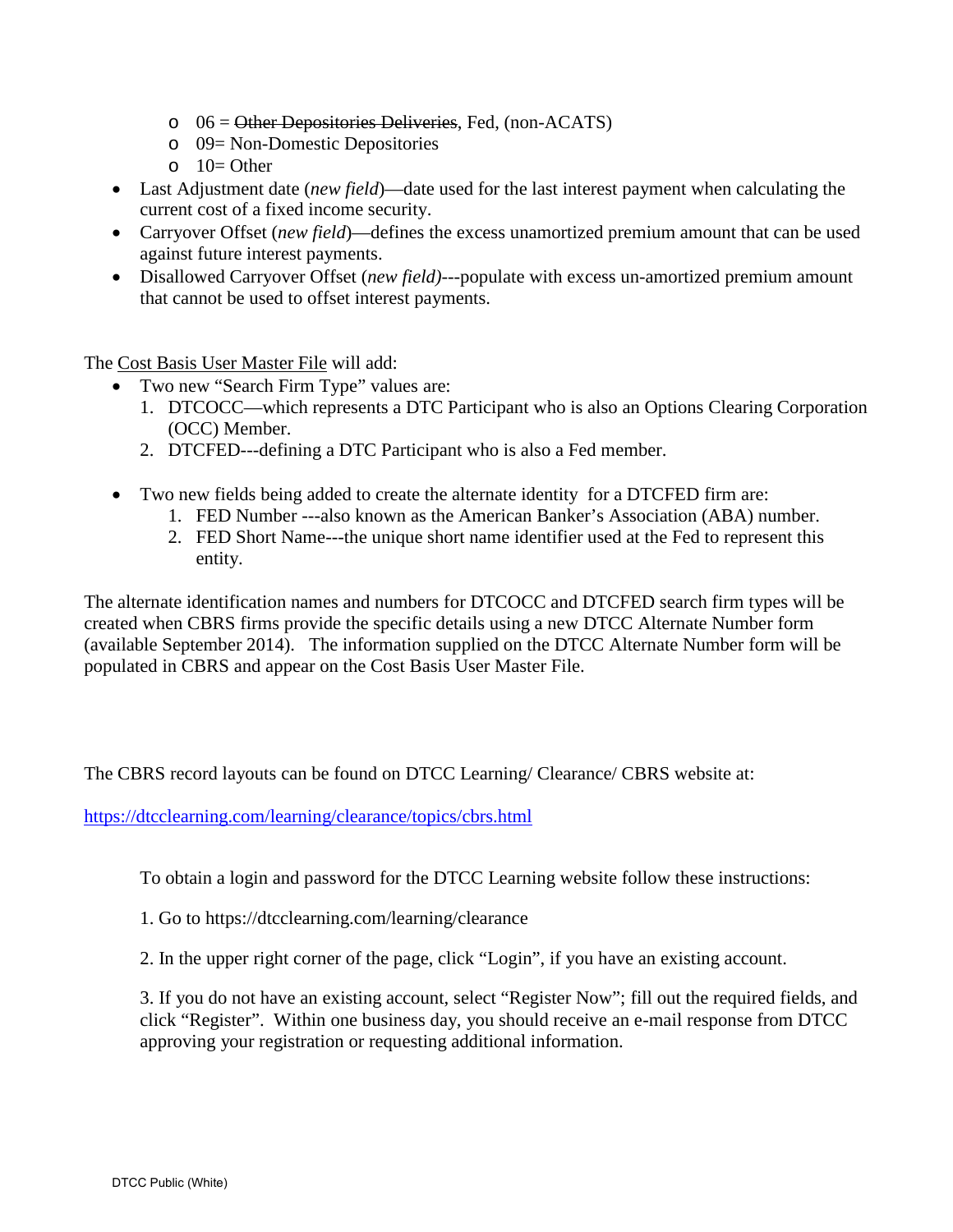- 06 = ~~Other Depositories Deliveries~~, Fed, (non-ACATS)
  - 09= Non-Domestic Depositories
  - 10= Other
- Last Adjustment date (*new field*)—date used for the last interest payment when calculating the current cost of a fixed income security.
- Carryover Offset (*new field*)—defines the excess unamortized premium amount that can be used against future interest payments.
- Disallowed Carryover Offset (*new field)*---populate with excess un-amortized premium amount that cannot be used to offset interest payments.

The Cost Basis User Master File will add:

- Two new "Search Firm Type" values are:
  1. DTCOCC—which represents a DTC Participant who is also an Options Clearing Corporation (OCC) Member.
  2. DTCFED---defining a DTC Participant who is also a Fed member.

- Two new fields being added to create the alternate identity for a DTCFED firm are:
  1. FED Number ---also known as the American Banker's Association (ABA) number.
  2. FED Short Name---the unique short name identifier used at the Fed to represent this entity.

The alternate identification names and numbers for DTCOCC and DTCFED search firm types will be created when CBRS firms provide the specific details using a new DTCC Alternate Number form (available September 2014). The information supplied on the DTCC Alternate Number form will be populated in CBRS and appear on the Cost Basis User Master File.

The CBRS record layouts can be found on DTCC Learning/ Clearance/ CBRS website at:

https://dtcclearning.com/learning/clearance/topics/cbrs.html

To obtain a login and password for the DTCC Learning website follow these instructions:

1. Go to https://dtcclearning.com/learning/clearance

2. In the upper right corner of the page, click "Login", if you have an existing account.

3. If you do not have an existing account, select "Register Now"; fill out the required fields, and click "Register". Within one business day, you should receive an e-mail response from DTCC approving your registration or requesting additional information.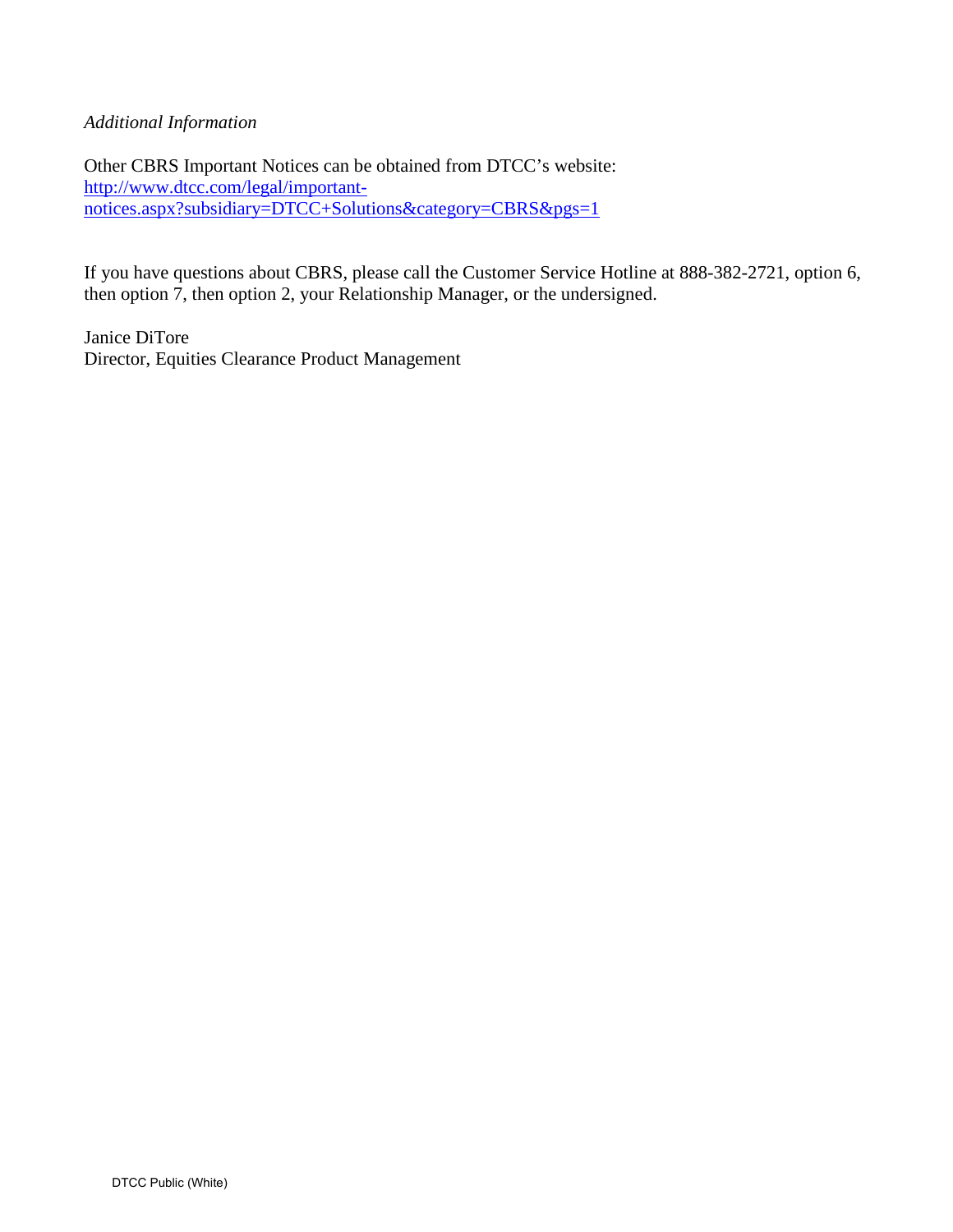*Additional Information*

Other CBRS Important Notices can be obtained from DTCC's website:
http://www.dtcc.com/legal/important-notices.aspx?subsidiary=DTCC+Solutions&category=CBRS&pgs=1

If you have questions about CBRS, please call the Customer Service Hotline at 888-382-2721, option 6, then option 7, then option 2, your Relationship Manager, or the undersigned.

Janice DiTore
Director, Equities Clearance Product Management